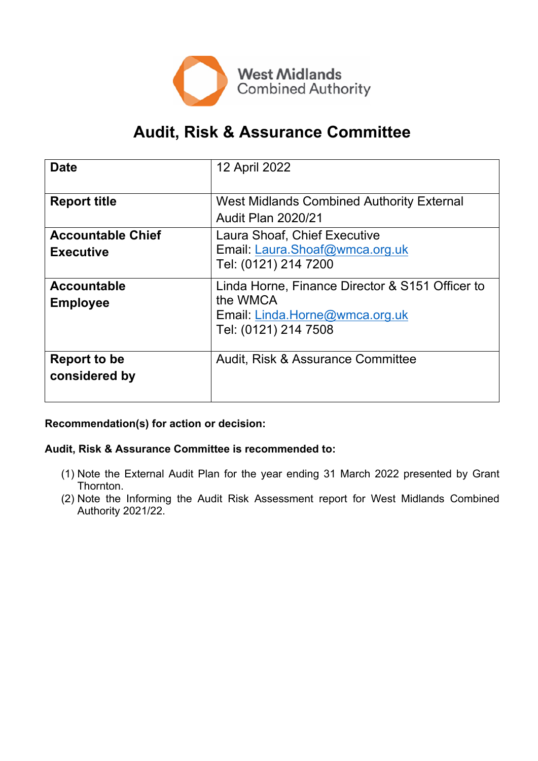West Midlands Combined Authority

# Audit, Risk & Assurance Committee

| **Date** | 12 April 2022 |
|---|---|
| **Report title** | West Midlands Combined Authority External Audit Plan 2020/21 |
| **Accountable Chief Executive** | Laura Shoaf, Chief Executive<br>Email: Laura.Shoaf@wmca.org.uk<br>Tel: (0121) 214 7200 |
| **Accountable Employee** | Linda Horne, Finance Director & S151 Officer to the WMCA<br>Email: Linda.Horne@wmca.org.uk<br>Tel: (0121) 214 7508 |
| **Report to be considered by** | Audit, Risk & Assurance Committee |

**Recommendation(s) for action or decision:**

**Audit, Risk & Assurance Committee is recommended to:**

(1) Note the External Audit Plan for the year ending 31 March 2022 presented by Grant Thornton.

(2) Note the Informing the Audit Risk Assessment report for West Midlands Combined Authority 2021/22.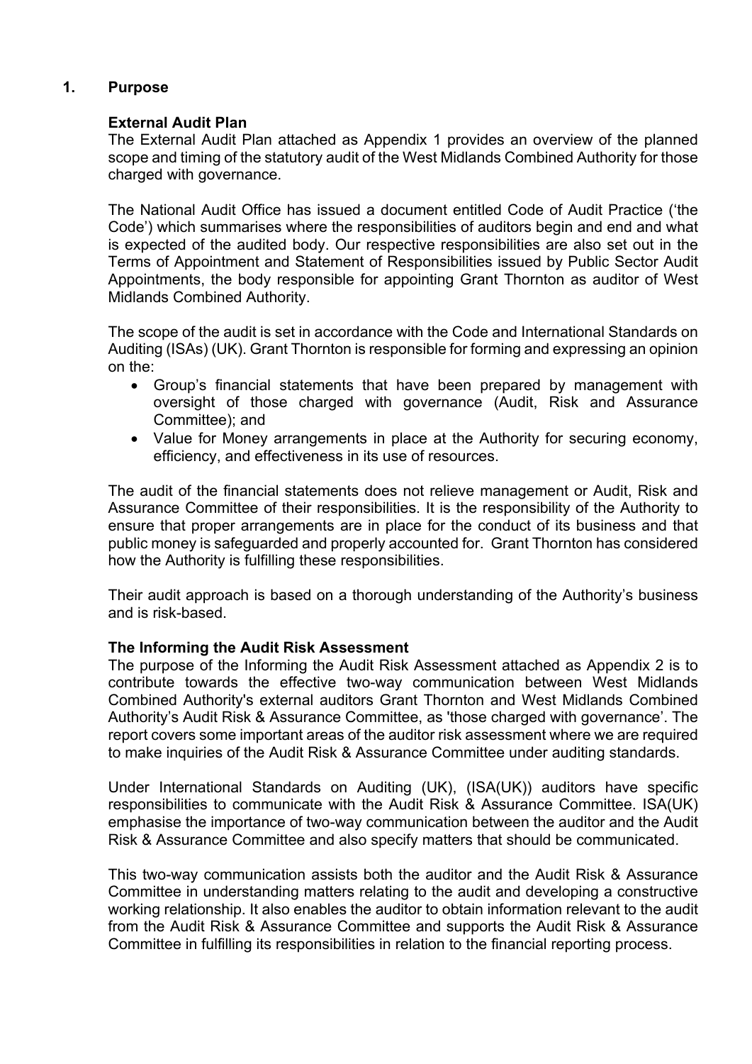## 1. Purpose

### External Audit Plan

The External Audit Plan attached as Appendix 1 provides an overview of the planned scope and timing of the statutory audit of the West Midlands Combined Authority for those charged with governance.

The National Audit Office has issued a document entitled Code of Audit Practice ('the Code') which summarises where the responsibilities of auditors begin and end and what is expected of the audited body. Our respective responsibilities are also set out in the Terms of Appointment and Statement of Responsibilities issued by Public Sector Audit Appointments, the body responsible for appointing Grant Thornton as auditor of West Midlands Combined Authority.

The scope of the audit is set in accordance with the Code and International Standards on Auditing (ISAs) (UK). Grant Thornton is responsible for forming and expressing an opinion on the:

- Group's financial statements that have been prepared by management with oversight of those charged with governance (Audit, Risk and Assurance Committee); and
- Value for Money arrangements in place at the Authority for securing economy, efficiency, and effectiveness in its use of resources.

The audit of the financial statements does not relieve management or Audit, Risk and Assurance Committee of their responsibilities. It is the responsibility of the Authority to ensure that proper arrangements are in place for the conduct of its business and that public money is safeguarded and properly accounted for. Grant Thornton has considered how the Authority is fulfilling these responsibilities.

Their audit approach is based on a thorough understanding of the Authority's business and is risk-based.

### The Informing the Audit Risk Assessment

The purpose of the Informing the Audit Risk Assessment attached as Appendix 2 is to contribute towards the effective two-way communication between West Midlands Combined Authority's external auditors Grant Thornton and West Midlands Combined Authority's Audit Risk & Assurance Committee, as 'those charged with governance'. The report covers some important areas of the auditor risk assessment where we are required to make inquiries of the Audit Risk & Assurance Committee under auditing standards.

Under International Standards on Auditing (UK), (ISA(UK)) auditors have specific responsibilities to communicate with the Audit Risk & Assurance Committee. ISA(UK) emphasise the importance of two-way communication between the auditor and the Audit Risk & Assurance Committee and also specify matters that should be communicated.

This two-way communication assists both the auditor and the Audit Risk & Assurance Committee in understanding matters relating to the audit and developing a constructive working relationship. It also enables the auditor to obtain information relevant to the audit from the Audit Risk & Assurance Committee and supports the Audit Risk & Assurance Committee in fulfilling its responsibilities in relation to the financial reporting process.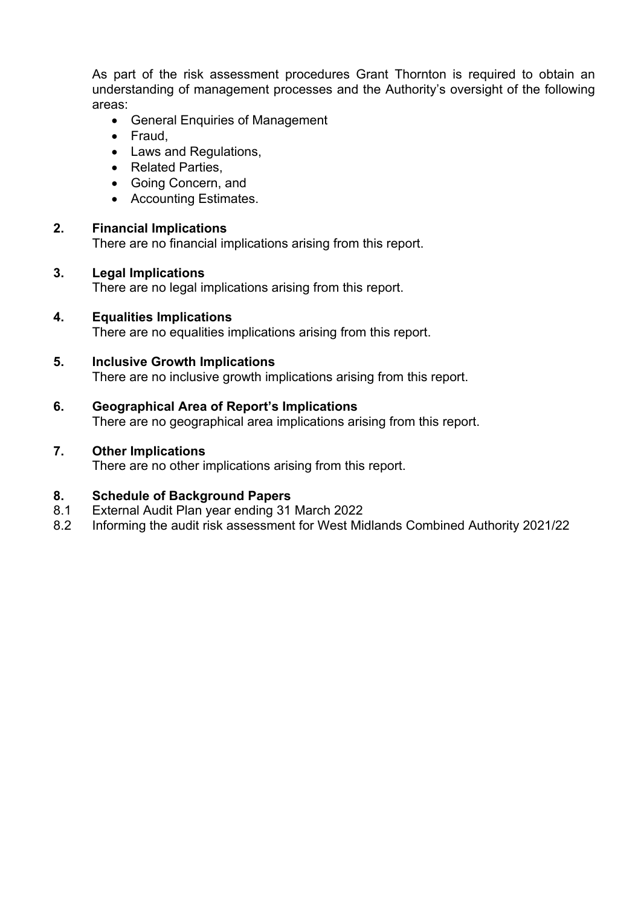As part of the risk assessment procedures Grant Thornton is required to obtain an understanding of management processes and the Authority's oversight of the following areas:

- General Enquiries of Management
- Fraud,
- Laws and Regulations,
- Related Parties,
- Going Concern, and
- Accounting Estimates.

## 2. Financial Implications

There are no financial implications arising from this report.

## 3. Legal Implications

There are no legal implications arising from this report.

## 4. Equalities Implications

There are no equalities implications arising from this report.

## 5. Inclusive Growth Implications

There are no inclusive growth implications arising from this report.

## 6. Geographical Area of Report's Implications

There are no geographical area implications arising from this report.

## 7. Other Implications

There are no other implications arising from this report.

## 8. Schedule of Background Papers

8.1 External Audit Plan year ending 31 March 2022

8.2 Informing the audit risk assessment for West Midlands Combined Authority 2021/22